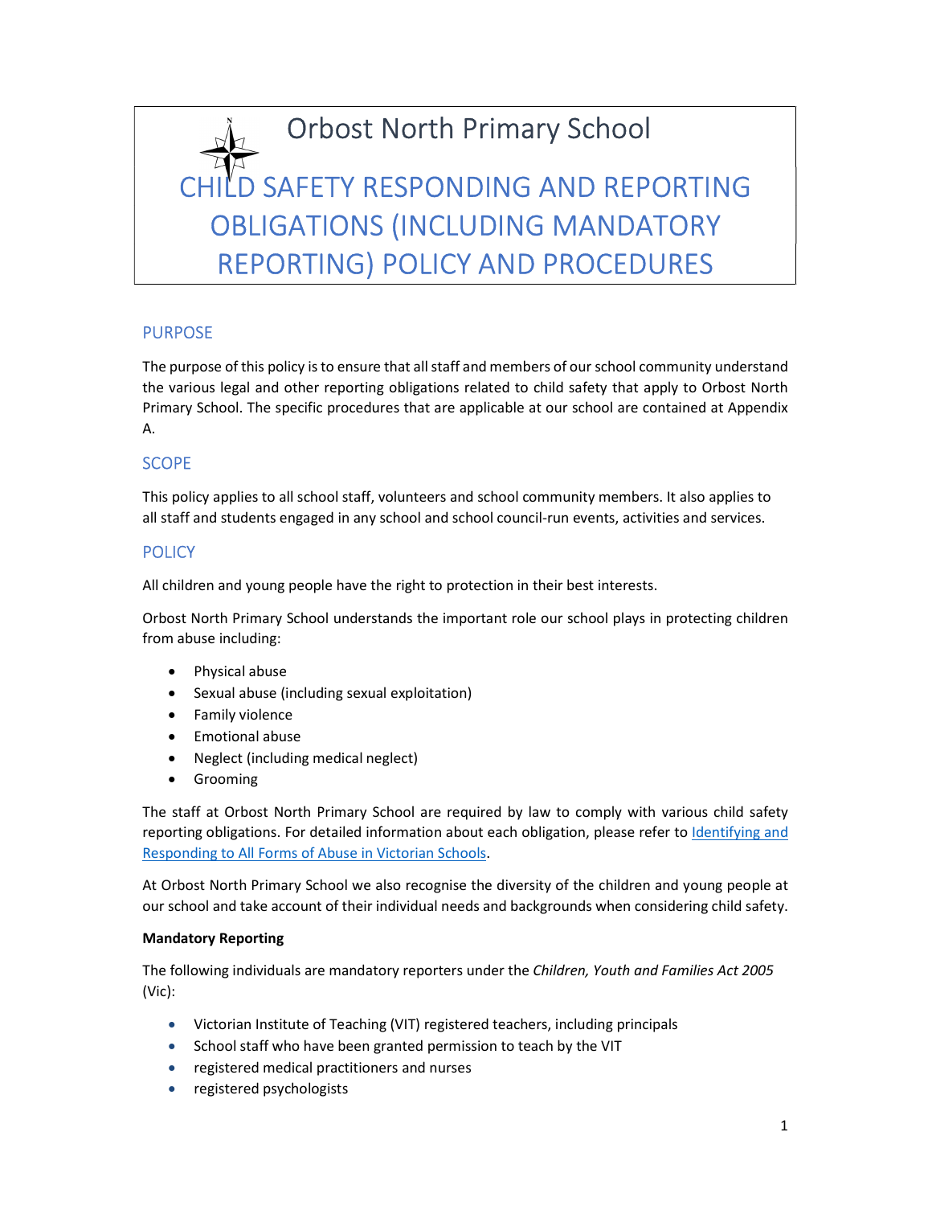# Orbost North Primary School

# CHILD SAFETY RESPONDING AND REPORTING OBLIGATIONS (INCLUDING MANDATORY REPORTING) POLICY AND PROCEDURES

## PURPOSE

The purpose of this policy is to ensure that all staff and members of our school community understand the various legal and other reporting obligations related to child safety that apply to Orbost North Primary School. The specific procedures that are applicable at our school are contained at Appendix A.

## SCOPE

This policy applies to all school staff, volunteers and school community members. It also applies to all staff and students engaged in any school and school council-run events, activities and services.

## POLICY

All children and young people have the right to protection in their best interests.

Orbost North Primary School understands the important role our school plays in protecting children from abuse including:

- Physical abuse
- Sexual abuse (including sexual exploitation)
- Family violence
- Emotional abuse
- Neglect (including medical neglect)
- Grooming

The staff at Orbost North Primary School are required by law to comply with various child safety reporting obligations. For detailed information about each obligation, please refer to [Identifying and Responding to All Forms of Abuse in Victorian Schools](Identifying and Responding to All Forms of Abuse in Victorian Schools).

At Orbost North Primary School we also recognise the diversity of the children and young people at our school and take account of their individual needs and backgrounds when considering child safety.

**Mandatory Reporting**

The following individuals are mandatory reporters under the *Children, Youth and Families Act 2005* (Vic):

- Victorian Institute of Teaching (VIT) registered teachers, including principals
- School staff who have been granted permission to teach by the VIT
- registered medical practitioners and nurses
- registered psychologists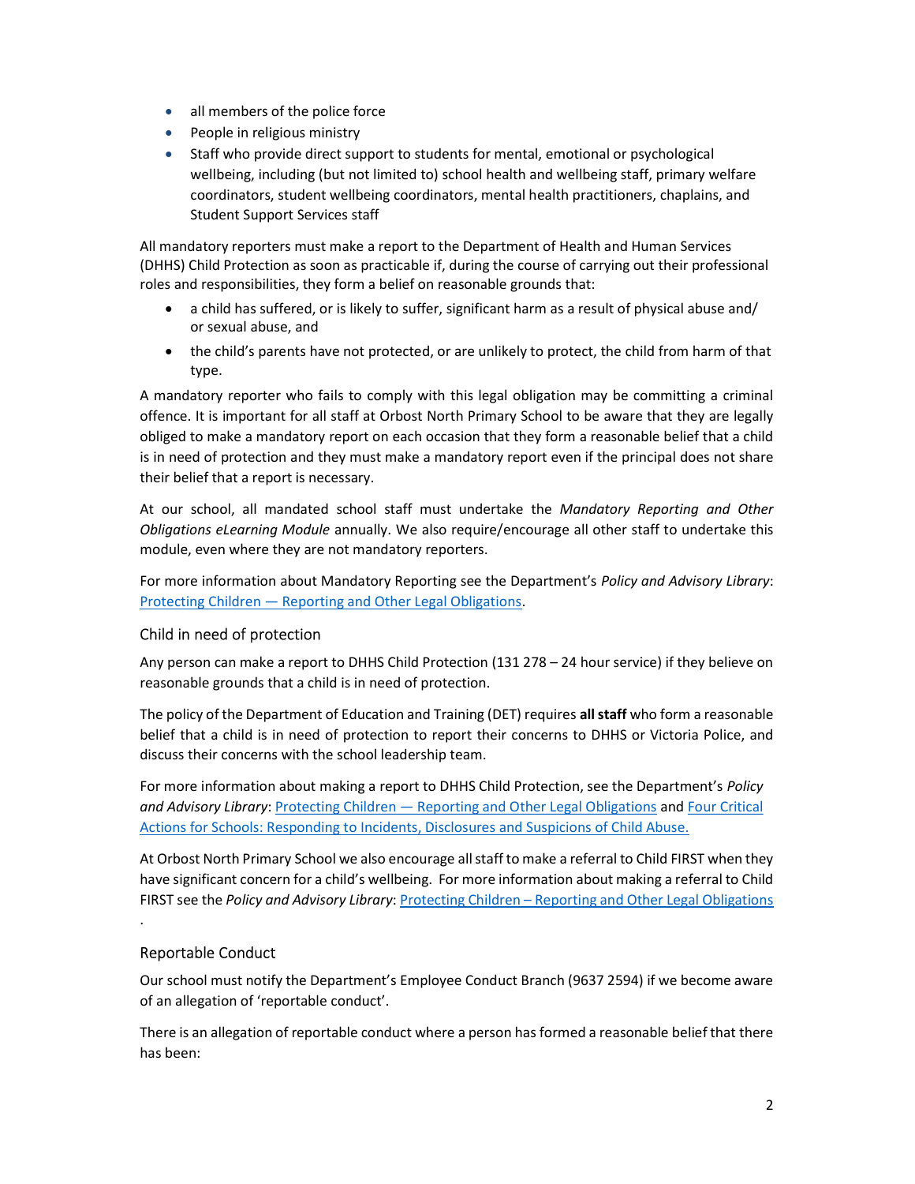- all members of the police force
- People in religious ministry
- Staff who provide direct support to students for mental, emotional or psychological wellbeing, including (but not limited to) school health and wellbeing staff, primary welfare coordinators, student wellbeing coordinators, mental health practitioners, chaplains, and Student Support Services staff

All mandatory reporters must make a report to the Department of Health and Human Services (DHHS) Child Protection as soon as practicable if, during the course of carrying out their professional roles and responsibilities, they form a belief on reasonable grounds that:

- a child has suffered, or is likely to suffer, significant harm as a result of physical abuse and/ or sexual abuse, and
- the child's parents have not protected, or are unlikely to protect, the child from harm of that type.

A mandatory reporter who fails to comply with this legal obligation may be committing a criminal offence. It is important for all staff at Orbost North Primary School to be aware that they are legally obliged to make a mandatory report on each occasion that they form a reasonable belief that a child is in need of protection and they must make a mandatory report even if the principal does not share their belief that a report is necessary.

At our school, all mandated school staff must undertake the *Mandatory Reporting and Other Obligations eLearning Module* annually. We also require/encourage all other staff to undertake this module, even where they are not mandatory reporters.

For more information about Mandatory Reporting see the Department's *Policy and Advisory Library*: Protecting Children — Reporting and Other Legal Obligations.

## Child in need of protection

Any person can make a report to DHHS Child Protection (131 278 – 24 hour service) if they believe on reasonable grounds that a child is in need of protection.

The policy of the Department of Education and Training (DET) requires **all staff** who form a reasonable belief that a child is in need of protection to report their concerns to DHHS or Victoria Police, and discuss their concerns with the school leadership team.

For more information about making a report to DHHS Child Protection, see the Department's *Policy and Advisory Library*: Protecting Children — Reporting and Other Legal Obligations and Four Critical Actions for Schools: Responding to Incidents, Disclosures and Suspicions of Child Abuse.

At Orbost North Primary School we also encourage all staff to make a referral to Child FIRST when they have significant concern for a child's wellbeing. For more information about making a referral to Child FIRST see the *Policy and Advisory Library*: Protecting Children – Reporting and Other Legal Obligations .

## Reportable Conduct

Our school must notify the Department's Employee Conduct Branch (9637 2594) if we become aware of an allegation of 'reportable conduct'.

There is an allegation of reportable conduct where a person has formed a reasonable belief that there has been: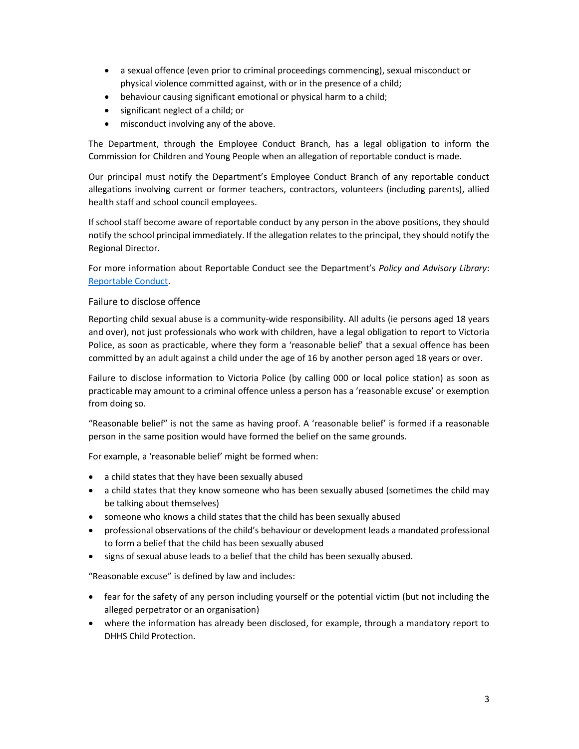- a sexual offence (even prior to criminal proceedings commencing), sexual misconduct or physical violence committed against, with or in the presence of a child;
- behaviour causing significant emotional or physical harm to a child;
- significant neglect of a child; or
- misconduct involving any of the above.

The Department, through the Employee Conduct Branch, has a legal obligation to inform the Commission for Children and Young People when an allegation of reportable conduct is made.

Our principal must notify the Department's Employee Conduct Branch of any reportable conduct allegations involving current or former teachers, contractors, volunteers (including parents), allied health staff and school council employees.

If school staff become aware of reportable conduct by any person in the above positions, they should notify the school principal immediately. If the allegation relates to the principal, they should notify the Regional Director.

For more information about Reportable Conduct see the Department's *Policy and Advisory Library*: Reportable Conduct.

### Failure to disclose offence

Reporting child sexual abuse is a community-wide responsibility. All adults (ie persons aged 18 years and over), not just professionals who work with children, have a legal obligation to report to Victoria Police, as soon as practicable, where they form a 'reasonable belief' that a sexual offence has been committed by an adult against a child under the age of 16 by another person aged 18 years or over.

Failure to disclose information to Victoria Police (by calling 000 or local police station) as soon as practicable may amount to a criminal offence unless a person has a 'reasonable excuse' or exemption from doing so.

"Reasonable belief" is not the same as having proof. A 'reasonable belief' is formed if a reasonable person in the same position would have formed the belief on the same grounds.

For example, a 'reasonable belief' might be formed when:

- a child states that they have been sexually abused
- a child states that they know someone who has been sexually abused (sometimes the child may be talking about themselves)
- someone who knows a child states that the child has been sexually abused
- professional observations of the child's behaviour or development leads a mandated professional to form a belief that the child has been sexually abused
- signs of sexual abuse leads to a belief that the child has been sexually abused.

"Reasonable excuse" is defined by law and includes:

- fear for the safety of any person including yourself or the potential victim (but not including the alleged perpetrator or an organisation)
- where the information has already been disclosed, for example, through a mandatory report to DHHS Child Protection.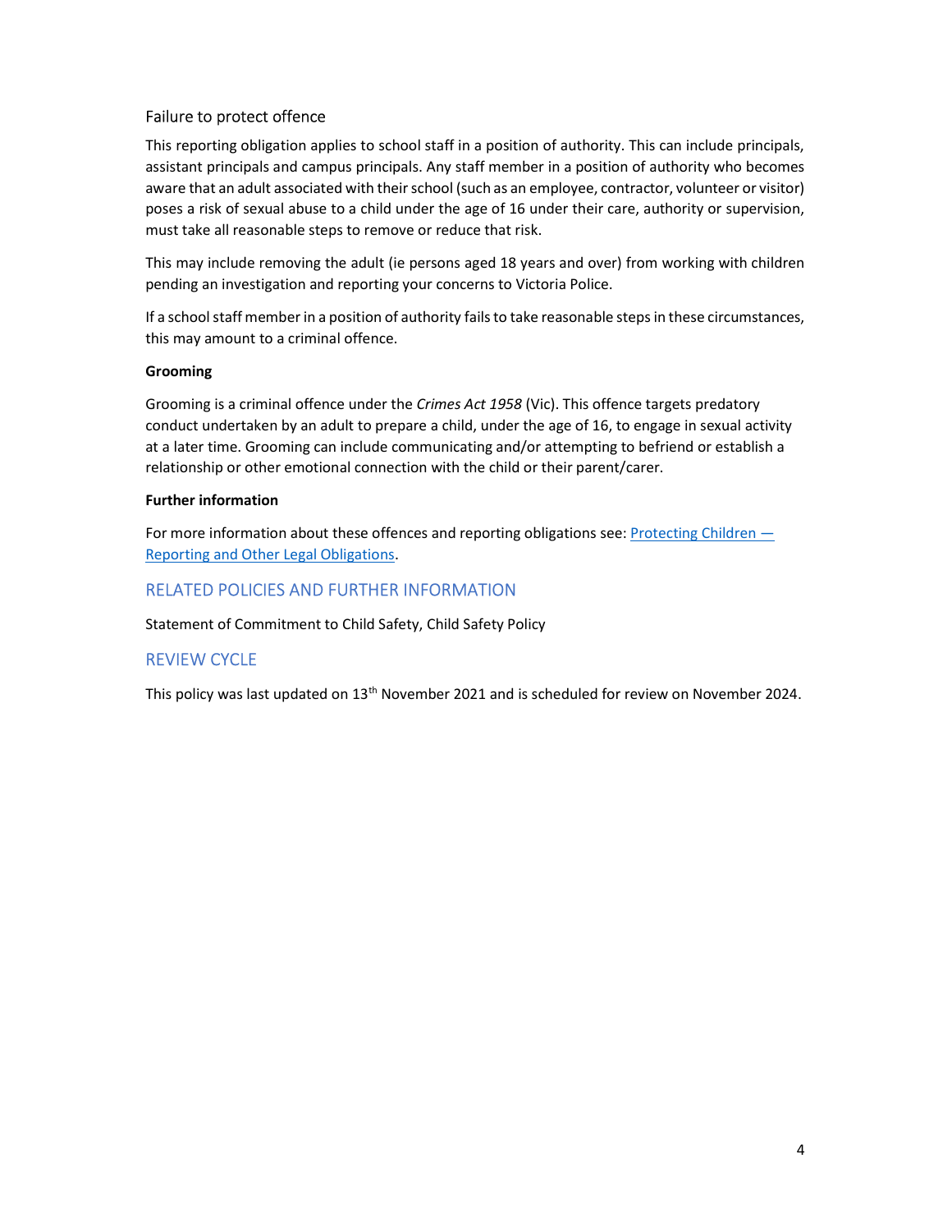### Failure to protect offence

This reporting obligation applies to school staff in a position of authority. This can include principals, assistant principals and campus principals. Any staff member in a position of authority who becomes aware that an adult associated with their school (such as an employee, contractor, volunteer or visitor) poses a risk of sexual abuse to a child under the age of 16 under their care, authority or supervision, must take all reasonable steps to remove or reduce that risk.

This may include removing the adult (ie persons aged 18 years and over) from working with children pending an investigation and reporting your concerns to Victoria Police.

If a school staff member in a position of authority fails to take reasonable steps in these circumstances, this may amount to a criminal offence.

**Grooming**

Grooming is a criminal offence under the *Crimes Act 1958* (Vic). This offence targets predatory conduct undertaken by an adult to prepare a child, under the age of 16, to engage in sexual activity at a later time. Grooming can include communicating and/or attempting to befriend or establish a relationship or other emotional connection with the child or their parent/carer.

**Further information**

For more information about these offences and reporting obligations see: [Protecting Children — Reporting and Other Legal Obligations]().

## RELATED POLICIES AND FURTHER INFORMATION

Statement of Commitment to Child Safety, Child Safety Policy

## REVIEW CYCLE

This policy was last updated on 13th November 2021 and is scheduled for review on November 2024.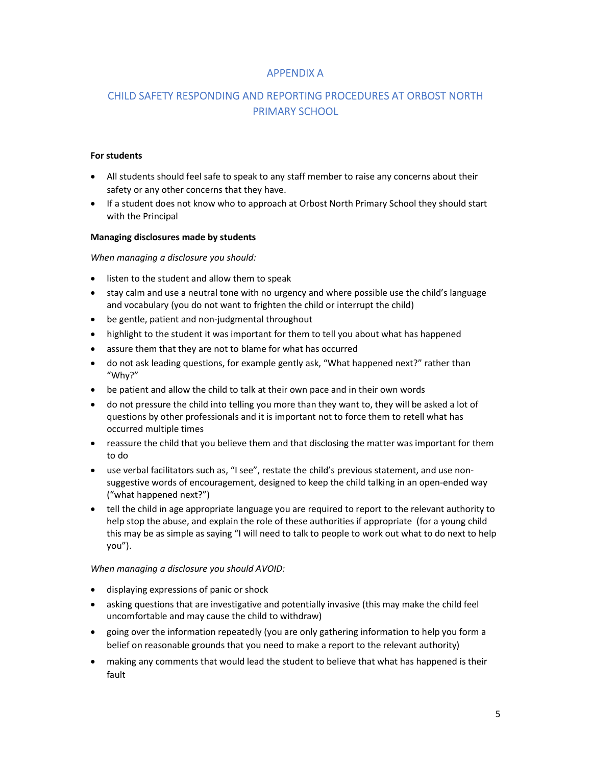# APPENDIX A

## CHILD SAFETY RESPONDING AND REPORTING PROCEDURES AT ORBOST NORTH PRIMARY SCHOOL

**For students**

- All students should feel safe to speak to any staff member to raise any concerns about their safety or any other concerns that they have.
- If a student does not know who to approach at Orbost North Primary School they should start with the Principal

**Managing disclosures made by students**

*When managing a disclosure you should:*

- listen to the student and allow them to speak
- stay calm and use a neutral tone with no urgency and where possible use the child's language and vocabulary (you do not want to frighten the child or interrupt the child)
- be gentle, patient and non-judgmental throughout
- highlight to the student it was important for them to tell you about what has happened
- assure them that they are not to blame for what has occurred
- do not ask leading questions, for example gently ask, "What happened next?" rather than "Why?"
- be patient and allow the child to talk at their own pace and in their own words
- do not pressure the child into telling you more than they want to, they will be asked a lot of questions by other professionals and it is important not to force them to retell what has occurred multiple times
- reassure the child that you believe them and that disclosing the matter was important for them to do
- use verbal facilitators such as, "I see", restate the child's previous statement, and use non-suggestive words of encouragement, designed to keep the child talking in an open-ended way ("what happened next?")
- tell the child in age appropriate language you are required to report to the relevant authority to help stop the abuse, and explain the role of these authorities if appropriate (for a young child this may be as simple as saying "I will need to talk to people to work out what to do next to help you").

*When managing a disclosure you should AVOID:*

- displaying expressions of panic or shock
- asking questions that are investigative and potentially invasive (this may make the child feel uncomfortable and may cause the child to withdraw)
- going over the information repeatedly (you are only gathering information to help you form a belief on reasonable grounds that you need to make a report to the relevant authority)
- making any comments that would lead the student to believe that what has happened is their fault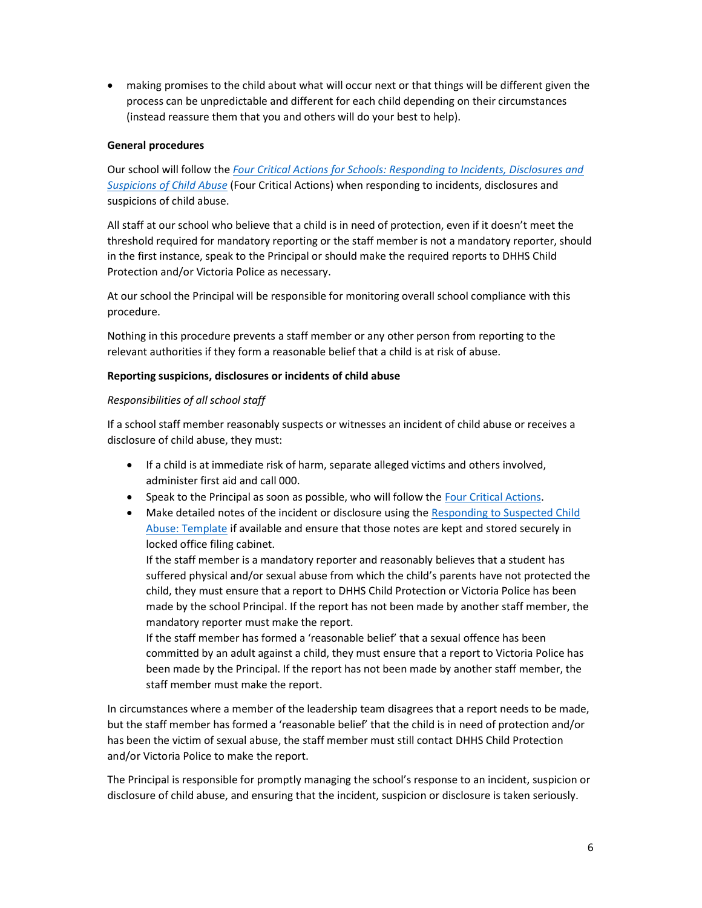- making promises to the child about what will occur next or that things will be different given the process can be unpredictable and different for each child depending on their circumstances (instead reassure them that you and others will do your best to help).

**General procedures**

Our school will follow the [*Four Critical Actions for Schools: Responding to Incidents, Disclosures and Suspicions of Child Abuse*]() (Four Critical Actions) when responding to incidents, disclosures and suspicions of child abuse.

All staff at our school who believe that a child is in need of protection, even if it doesn't meet the threshold required for mandatory reporting or the staff member is not a mandatory reporter, should in the first instance, speak to the Principal or should make the required reports to DHHS Child Protection and/or Victoria Police as necessary.

At our school the Principal will be responsible for monitoring overall school compliance with this procedure.

Nothing in this procedure prevents a staff member or any other person from reporting to the relevant authorities if they form a reasonable belief that a child is at risk of abuse.

**Reporting suspicions, disclosures or incidents of child abuse**

*Responsibilities of all school staff*

If a school staff member reasonably suspects or witnesses an incident of child abuse or receives a disclosure of child abuse, they must:

- If a child is at immediate risk of harm, separate alleged victims and others involved, administer first aid and call 000.
- Speak to the Principal as soon as possible, who will follow the [Four Critical Actions]().
- Make detailed notes of the incident or disclosure using the [Responding to Suspected Child Abuse: Template]() if available and ensure that those notes are kept and stored securely in locked office filing cabinet.

  If the staff member is a mandatory reporter and reasonably believes that a student has suffered physical and/or sexual abuse from which the child's parents have not protected the child, they must ensure that a report to DHHS Child Protection or Victoria Police has been made by the school Principal. If the report has not been made by another staff member, the mandatory reporter must make the report.

  If the staff member has formed a 'reasonable belief' that a sexual offence has been committed by an adult against a child, they must ensure that a report to Victoria Police has been made by the Principal. If the report has not been made by another staff member, the staff member must make the report.

In circumstances where a member of the leadership team disagrees that a report needs to be made, but the staff member has formed a 'reasonable belief' that the child is in need of protection and/or has been the victim of sexual abuse, the staff member must still contact DHHS Child Protection and/or Victoria Police to make the report.

The Principal is responsible for promptly managing the school's response to an incident, suspicion or disclosure of child abuse, and ensuring that the incident, suspicion or disclosure is taken seriously.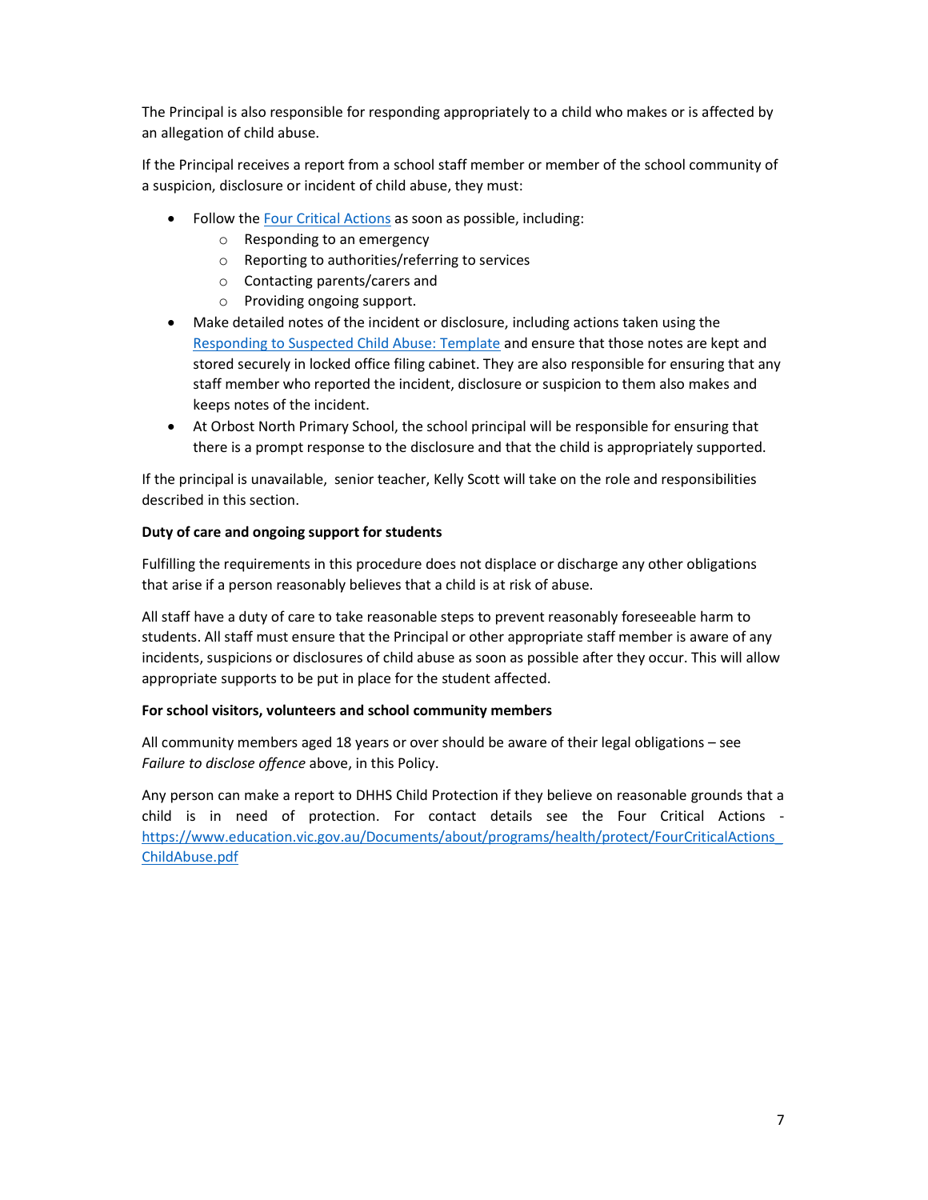The Principal is also responsible for responding appropriately to a child who makes or is affected by an allegation of child abuse.

If the Principal receives a report from a school staff member or member of the school community of a suspicion, disclosure or incident of child abuse, they must:

- Follow the [Four Critical Actions](https://www.education.vic.gov.au/Documents/about/programs/health/protect/FourCriticalActions_ChildAbuse.pdf) as soon as possible, including:
  - Responding to an emergency
  - Reporting to authorities/referring to services
  - Contacting parents/carers and
  - Providing ongoing support.
- Make detailed notes of the incident or disclosure, including actions taken using the Responding to Suspected Child Abuse: Template and ensure that those notes are kept and stored securely in locked office filing cabinet. They are also responsible for ensuring that any staff member who reported the incident, disclosure or suspicion to them also makes and keeps notes of the incident.
- At Orbost North Primary School, the school principal will be responsible for ensuring that there is a prompt response to the disclosure and that the child is appropriately supported.

If the principal is unavailable, senior teacher, Kelly Scott will take on the role and responsibilities described in this section.

**Duty of care and ongoing support for students**

Fulfilling the requirements in this procedure does not displace or discharge any other obligations that arise if a person reasonably believes that a child is at risk of abuse.

All staff have a duty of care to take reasonable steps to prevent reasonably foreseeable harm to students. All staff must ensure that the Principal or other appropriate staff member is aware of any incidents, suspicions or disclosures of child abuse as soon as possible after they occur. This will allow appropriate supports to be put in place for the student affected.

**For school visitors, volunteers and school community members**

All community members aged 18 years or over should be aware of their legal obligations – see *Failure to disclose offence* above, in this Policy.

Any person can make a report to DHHS Child Protection if they believe on reasonable grounds that a child is in need of protection. For contact details see the Four Critical Actions - https://www.education.vic.gov.au/Documents/about/programs/health/protect/FourCriticalActions_ChildAbuse.pdf